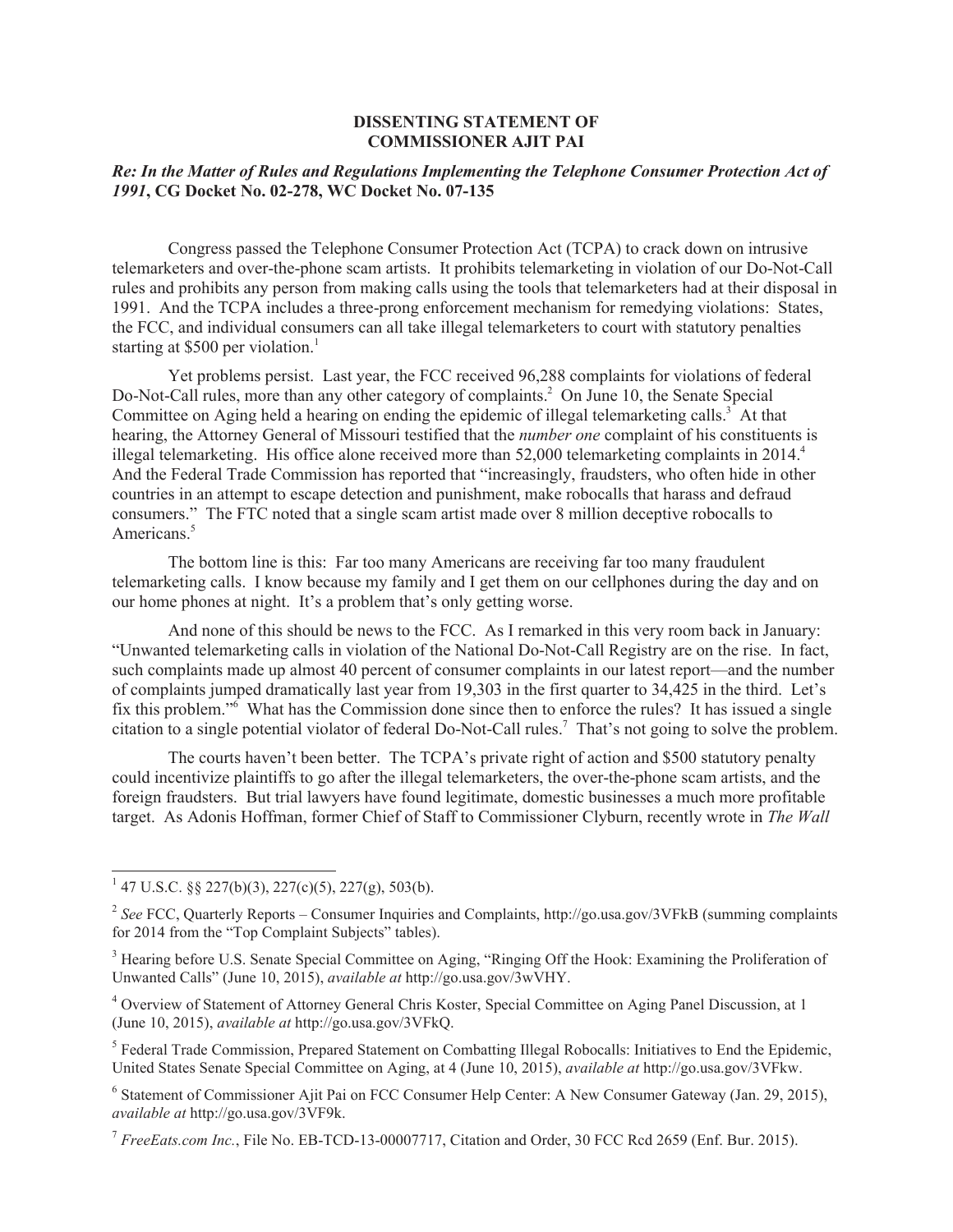**DISSENTING STATEMENT OF**
**COMMISSIONER AJIT PAI**

***Re: In the Matter of Rules and Regulations Implementing the Telephone Consumer Protection Act of 1991*, CG Docket No. 02-278, WC Docket No. 07-135**

Congress passed the Telephone Consumer Protection Act (TCPA) to crack down on intrusive telemarketers and over-the-phone scam artists. It prohibits telemarketing in violation of our Do-Not-Call rules and prohibits any person from making calls using the tools that telemarketers had at their disposal in 1991. And the TCPA includes a three-prong enforcement mechanism for remedying violations: States, the FCC, and individual consumers can all take illegal telemarketers to court with statutory penalties starting at $500 per violation.[1]

Yet problems persist. Last year, the FCC received 96,288 complaints for violations of federal Do-Not-Call rules, more than any other category of complaints.[2] On June 10, the Senate Special Committee on Aging held a hearing on ending the epidemic of illegal telemarketing calls.[3] At that hearing, the Attorney General of Missouri testified that the *number one* complaint of his constituents is illegal telemarketing. His office alone received more than 52,000 telemarketing complaints in 2014.[4] And the Federal Trade Commission has reported that "increasingly, fraudsters, who often hide in other countries in an attempt to escape detection and punishment, make robocalls that harass and defraud consumers." The FTC noted that a single scam artist made over 8 million deceptive robocalls to Americans.[5]

The bottom line is this: Far too many Americans are receiving far too many fraudulent telemarketing calls. I know because my family and I get them on our cellphones during the day and on our home phones at night. It's a problem that's only getting worse.

And none of this should be news to the FCC. As I remarked in this very room back in January: "Unwanted telemarketing calls in violation of the National Do-Not-Call Registry are on the rise. In fact, such complaints made up almost 40 percent of consumer complaints in our latest report—and the number of complaints jumped dramatically last year from 19,303 in the first quarter to 34,425 in the third. Let's fix this problem."[6] What has the Commission done since then to enforce the rules? It has issued a single citation to a single potential violator of federal Do-Not-Call rules.[7] That's not going to solve the problem.

The courts haven't been better. The TCPA's private right of action and $500 statutory penalty could incentivize plaintiffs to go after the illegal telemarketers, the over-the-phone scam artists, and the foreign fraudsters. But trial lawyers have found legitimate, domestic businesses a much more profitable target. As Adonis Hoffman, former Chief of Staff to Commissioner Clyburn, recently wrote in *The Wall*

---

[1] 47 U.S.C. §§ 227(b)(3), 227(c)(5), 227(g), 503(b).

[2] *See* FCC, Quarterly Reports – Consumer Inquiries and Complaints, http://go.usa.gov/3VFkB (summing complaints for 2014 from the "Top Complaint Subjects" tables).

[3] Hearing before U.S. Senate Special Committee on Aging, "Ringing Off the Hook: Examining the Proliferation of Unwanted Calls" (June 10, 2015), *available at* http://go.usa.gov/3wVHY.

[4] Overview of Statement of Attorney General Chris Koster, Special Committee on Aging Panel Discussion, at 1 (June 10, 2015), *available at* http://go.usa.gov/3VFkQ.

[5] Federal Trade Commission, Prepared Statement on Combatting Illegal Robocalls: Initiatives to End the Epidemic, United States Senate Special Committee on Aging, at 4 (June 10, 2015), *available at* http://go.usa.gov/3VFkw.

[6] Statement of Commissioner Ajit Pai on FCC Consumer Help Center: A New Consumer Gateway (Jan. 29, 2015), *available at* http://go.usa.gov/3VF9k.

[7] *FreeEats.com Inc.*, File No. EB-TCD-13-00007717, Citation and Order, 30 FCC Rcd 2659 (Enf. Bur. 2015).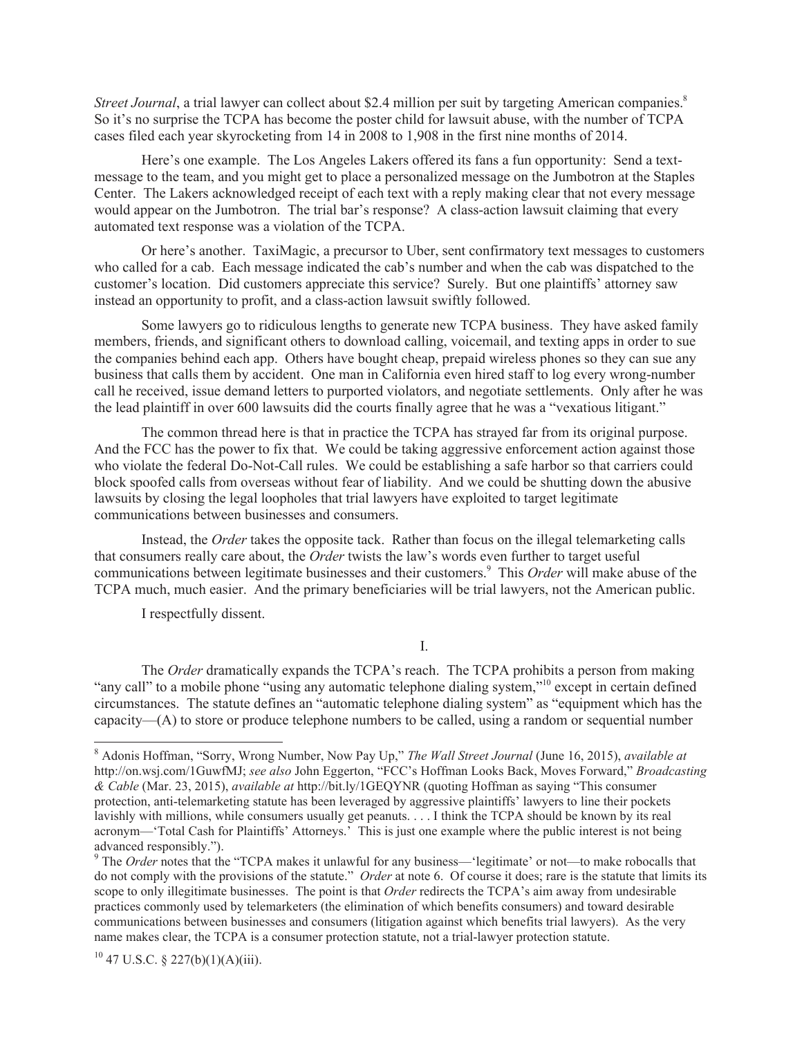*Street Journal*, a trial lawyer can collect about $2.4 million per suit by targeting American companies.[8] So it's no surprise the TCPA has become the poster child for lawsuit abuse, with the number of TCPA cases filed each year skyrocketing from 14 in 2008 to 1,908 in the first nine months of 2014.

Here's one example. The Los Angeles Lakers offered its fans a fun opportunity: Send a text-message to the team, and you might get to place a personalized message on the Jumbotron at the Staples Center. The Lakers acknowledged receipt of each text with a reply making clear that not every message would appear on the Jumbotron. The trial bar's response? A class-action lawsuit claiming that every automated text response was a violation of the TCPA.

Or here's another. TaxiMagic, a precursor to Uber, sent confirmatory text messages to customers who called for a cab. Each message indicated the cab's number and when the cab was dispatched to the customer's location. Did customers appreciate this service? Surely. But one plaintiffs' attorney saw instead an opportunity to profit, and a class-action lawsuit swiftly followed.

Some lawyers go to ridiculous lengths to generate new TCPA business. They have asked family members, friends, and significant others to download calling, voicemail, and texting apps in order to sue the companies behind each app. Others have bought cheap, prepaid wireless phones so they can sue any business that calls them by accident. One man in California even hired staff to log every wrong-number call he received, issue demand letters to purported violators, and negotiate settlements. Only after he was the lead plaintiff in over 600 lawsuits did the courts finally agree that he was a "vexatious litigant."

The common thread here is that in practice the TCPA has strayed far from its original purpose. And the FCC has the power to fix that. We could be taking aggressive enforcement action against those who violate the federal Do-Not-Call rules. We could be establishing a safe harbor so that carriers could block spoofed calls from overseas without fear of liability. And we could be shutting down the abusive lawsuits by closing the legal loopholes that trial lawyers have exploited to target legitimate communications between businesses and consumers.

Instead, the *Order* takes the opposite tack. Rather than focus on the illegal telemarketing calls that consumers really care about, the *Order* twists the law's words even further to target useful communications between legitimate businesses and their customers.[9] This *Order* will make abuse of the TCPA much, much easier. And the primary beneficiaries will be trial lawyers, not the American public.

I respectfully dissent.

I.

The *Order* dramatically expands the TCPA's reach. The TCPA prohibits a person from making "any call" to a mobile phone "using any automatic telephone dialing system,"[10] except in certain defined circumstances. The statute defines an "automatic telephone dialing system" as "equipment which has the capacity—(A) to store or produce telephone numbers to be called, using a random or sequential number

---

[8] Adonis Hoffman, "Sorry, Wrong Number, Now Pay Up," *The Wall Street Journal* (June 16, 2015), *available at* http://on.wsj.com/1GuwfMJ; *see also* John Eggerton, "FCC's Hoffman Looks Back, Moves Forward," *Broadcasting & Cable* (Mar. 23, 2015), *available at* http://bit.ly/1GEQYNR (quoting Hoffman as saying "This consumer protection, anti-telemarketing statute has been leveraged by aggressive plaintiffs' lawyers to line their pockets lavishly with millions, while consumers usually get peanuts. . . . I think the TCPA should be known by its real acronym—'Total Cash for Plaintiffs' Attorneys.' This is just one example where the public interest is not being advanced responsibly.").

[9] The *Order* notes that the "TCPA makes it unlawful for any business—'legitimate' or not—to make robocalls that do not comply with the provisions of the statute." *Order* at note 6. Of course it does; rare is the statute that limits its scope to only illegitimate businesses. The point is that *Order* redirects the TCPA's aim away from undesirable practices commonly used by telemarketers (the elimination of which benefits consumers) and toward desirable communications between businesses and consumers (litigation against which benefits trial lawyers). As the very name makes clear, the TCPA is a consumer protection statute, not a trial-lawyer protection statute.

[10] 47 U.S.C. § 227(b)(1)(A)(iii).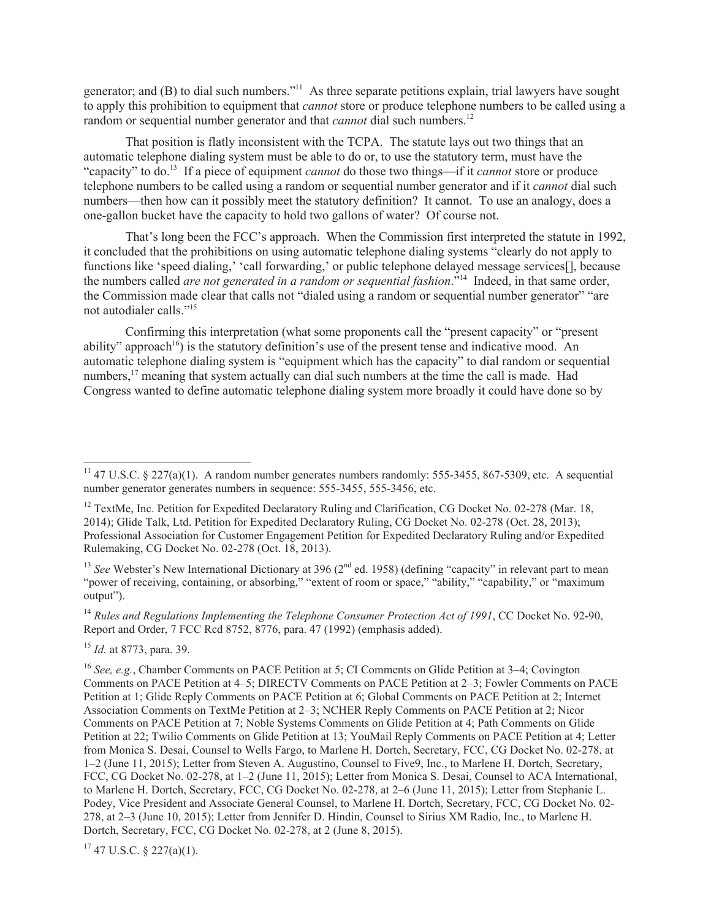generator; and (B) to dial such numbers."[11] As three separate petitions explain, trial lawyers have sought to apply this prohibition to equipment that *cannot* store or produce telephone numbers to be called using a random or sequential number generator and that *cannot* dial such numbers.[12]

That position is flatly inconsistent with the TCPA. The statute lays out two things that an automatic telephone dialing system must be able to do or, to use the statutory term, must have the "capacity" to do.[13] If a piece of equipment *cannot* do those two things—if it *cannot* store or produce telephone numbers to be called using a random or sequential number generator and if it *cannot* dial such numbers—then how can it possibly meet the statutory definition? It cannot. To use an analogy, does a one-gallon bucket have the capacity to hold two gallons of water? Of course not.

That's long been the FCC's approach. When the Commission first interpreted the statute in 1992, it concluded that the prohibitions on using automatic telephone dialing systems "clearly do not apply to functions like 'speed dialing,' 'call forwarding,' or public telephone delayed message services[], because the numbers called *are not generated in a random or sequential fashion*."[14] Indeed, in that same order, the Commission made clear that calls not "dialed using a random or sequential number generator" "are not autodialer calls."[15]

Confirming this interpretation (what some proponents call the "present capacity" or "present ability" approach[16]) is the statutory definition's use of the present tense and indicative mood. An automatic telephone dialing system is "equipment which has the capacity" to dial random or sequential numbers,[17] meaning that system actually can dial such numbers at the time the call is made. Had Congress wanted to define automatic telephone dialing system more broadly it could have done so by

---

[11] 47 U.S.C. § 227(a)(1). A random number generates numbers randomly: 555-3455, 867-5309, etc. A sequential number generator generates numbers in sequence: 555-3455, 555-3456, etc.

[12] TextMe, Inc. Petition for Expedited Declaratory Ruling and Clarification, CG Docket No. 02-278 (Mar. 18, 2014); Glide Talk, Ltd. Petition for Expedited Declaratory Ruling, CG Docket No. 02-278 (Oct. 28, 2013); Professional Association for Customer Engagement Petition for Expedited Declaratory Ruling and/or Expedited Rulemaking, CG Docket No. 02-278 (Oct. 18, 2013).

[13] *See* Webster's New International Dictionary at 396 (2nd ed. 1958) (defining "capacity" in relevant part to mean "power of receiving, containing, or absorbing," "extent of room or space," "ability," "capability," or "maximum output").

[14] *Rules and Regulations Implementing the Telephone Consumer Protection Act of 1991*, CC Docket No. 92-90, Report and Order, 7 FCC Rcd 8752, 8776, para. 47 (1992) (emphasis added).

[15] *Id.* at 8773, para. 39.

[16] *See, e.g.*, Chamber Comments on PACE Petition at 5; CI Comments on Glide Petition at 3–4; Covington Comments on PACE Petition at 4–5; DIRECTV Comments on PACE Petition at 2–3; Fowler Comments on PACE Petition at 1; Glide Reply Comments on PACE Petition at 6; Global Comments on PACE Petition at 2; Internet Association Comments on TextMe Petition at 2–3; NCHER Reply Comments on PACE Petition at 2; Nicor Comments on PACE Petition at 7; Noble Systems Comments on Glide Petition at 4; Path Comments on Glide Petition at 22; Twilio Comments on Glide Petition at 13; YouMail Reply Comments on PACE Petition at 4; Letter from Monica S. Desai, Counsel to Wells Fargo, to Marlene H. Dortch, Secretary, FCC, CG Docket No. 02-278, at 1–2 (June 11, 2015); Letter from Steven A. Augustino, Counsel to Five9, Inc., to Marlene H. Dortch, Secretary, FCC, CG Docket No. 02-278, at 1–2 (June 11, 2015); Letter from Monica S. Desai, Counsel to ACA International, to Marlene H. Dortch, Secretary, FCC, CG Docket No. 02-278, at 2–6 (June 11, 2015); Letter from Stephanie L. Podey, Vice President and Associate General Counsel, to Marlene H. Dortch, Secretary, FCC, CG Docket No. 02-278, at 2–3 (June 10, 2015); Letter from Jennifer D. Hindin, Counsel to Sirius XM Radio, Inc., to Marlene H. Dortch, Secretary, FCC, CG Docket No. 02-278, at 2 (June 8, 2015).

[17] 47 U.S.C. § 227(a)(1).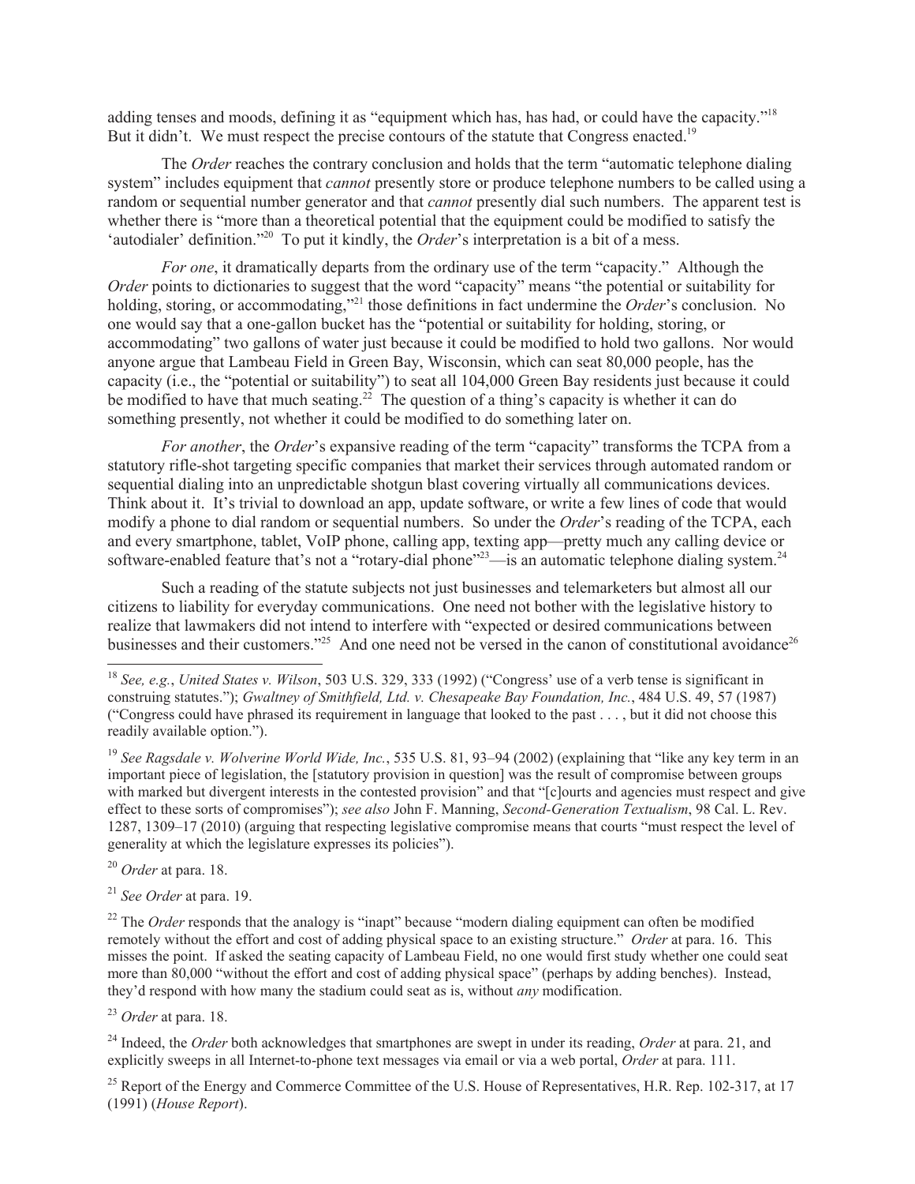adding tenses and moods, defining it as "equipment which has, has had, or could have the capacity."[18] But it didn't. We must respect the precise contours of the statute that Congress enacted.[19]

The *Order* reaches the contrary conclusion and holds that the term "automatic telephone dialing system" includes equipment that *cannot* presently store or produce telephone numbers to be called using a random or sequential number generator and that *cannot* presently dial such numbers. The apparent test is whether there is "more than a theoretical potential that the equipment could be modified to satisfy the 'autodialer' definition."[20] To put it kindly, the *Order*'s interpretation is a bit of a mess.

*For one*, it dramatically departs from the ordinary use of the term "capacity." Although the *Order* points to dictionaries to suggest that the word "capacity" means "the potential or suitability for holding, storing, or accommodating,"[21] those definitions in fact undermine the *Order*'s conclusion. No one would say that a one-gallon bucket has the "potential or suitability for holding, storing, or accommodating" two gallons of water just because it could be modified to hold two gallons. Nor would anyone argue that Lambeau Field in Green Bay, Wisconsin, which can seat 80,000 people, has the capacity (i.e., the "potential or suitability") to seat all 104,000 Green Bay residents just because it could be modified to have that much seating.[22] The question of a thing's capacity is whether it can do something presently, not whether it could be modified to do something later on.

*For another*, the *Order*'s expansive reading of the term "capacity" transforms the TCPA from a statutory rifle-shot targeting specific companies that market their services through automated random or sequential dialing into an unpredictable shotgun blast covering virtually all communications devices. Think about it. It's trivial to download an app, update software, or write a few lines of code that would modify a phone to dial random or sequential numbers. So under the *Order*'s reading of the TCPA, each and every smartphone, tablet, VoIP phone, calling app, texting app—pretty much any calling device or software-enabled feature that's not a "rotary-dial phone"[23]—is an automatic telephone dialing system.[24]

Such a reading of the statute subjects not just businesses and telemarketers but almost all our citizens to liability for everyday communications. One need not bother with the legislative history to realize that lawmakers did not intend to interfere with "expected or desired communications between businesses and their customers."[25] And one need not be versed in the canon of constitutional avoidance[26]

---

[18] *See, e.g.*, *United States v. Wilson*, 503 U.S. 329, 333 (1992) ("Congress' use of a verb tense is significant in construing statutes."); *Gwaltney of Smithfield, Ltd. v. Chesapeake Bay Foundation, Inc.*, 484 U.S. 49, 57 (1987) ("Congress could have phrased its requirement in language that looked to the past . . . , but it did not choose this readily available option.").

[19] *See Ragsdale v. Wolverine World Wide, Inc.*, 535 U.S. 81, 93–94 (2002) (explaining that "like any key term in an important piece of legislation, the [statutory provision in question] was the result of compromise between groups with marked but divergent interests in the contested provision" and that "[c]ourts and agencies must respect and give effect to these sorts of compromises"); *see also* John F. Manning, *Second-Generation Textualism*, 98 Cal. L. Rev. 1287, 1309–17 (2010) (arguing that respecting legislative compromise means that courts "must respect the level of generality at which the legislature expresses its policies").

[20] *Order* at para. 18.

[21] *See Order* at para. 19.

[22] The *Order* responds that the analogy is "inapt" because "modern dialing equipment can often be modified remotely without the effort and cost of adding physical space to an existing structure." *Order* at para. 16. This misses the point. If asked the seating capacity of Lambeau Field, no one would first study whether one could seat more than 80,000 "without the effort and cost of adding physical space" (perhaps by adding benches). Instead, they'd respond with how many the stadium could seat as is, without *any* modification.

[23] *Order* at para. 18.

[24] Indeed, the *Order* both acknowledges that smartphones are swept in under its reading, *Order* at para. 21, and explicitly sweeps in all Internet-to-phone text messages via email or via a web portal, *Order* at para. 111.

[25] Report of the Energy and Commerce Committee of the U.S. House of Representatives, H.R. Rep. 102-317, at 17 (1991) (*House Report*).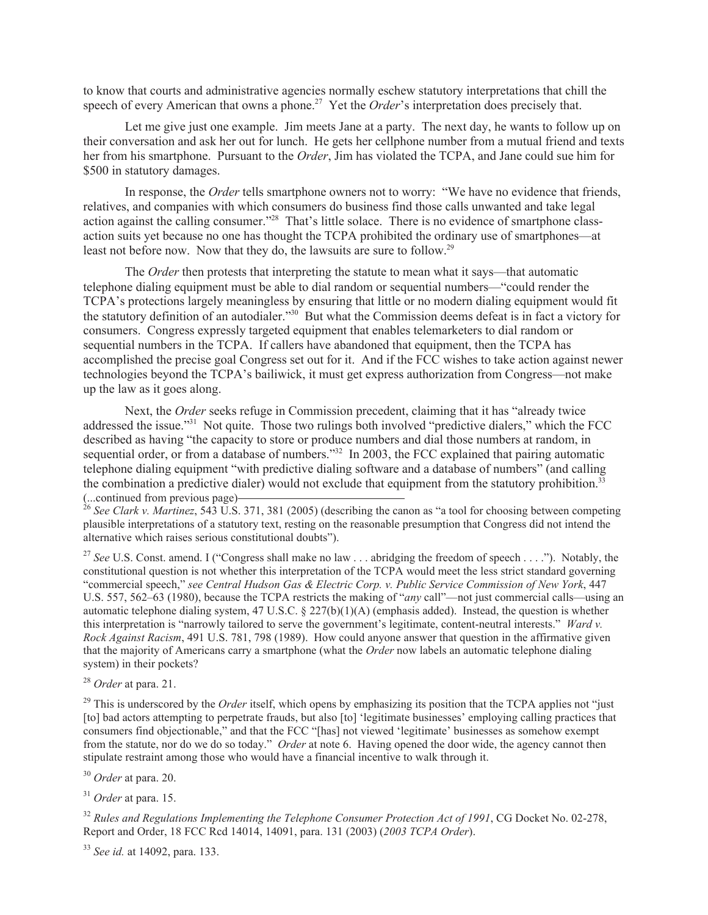to know that courts and administrative agencies normally eschew statutory interpretations that chill the speech of every American that owns a phone.[27] Yet the *Order*'s interpretation does precisely that.

Let me give just one example. Jim meets Jane at a party. The next day, he wants to follow up on their conversation and ask her out for lunch. He gets her cellphone number from a mutual friend and texts her from his smartphone. Pursuant to the *Order*, Jim has violated the TCPA, and Jane could sue him for $500 in statutory damages.

In response, the *Order* tells smartphone owners not to worry: "We have no evidence that friends, relatives, and companies with which consumers do business find those calls unwanted and take legal action against the calling consumer."[28] That's little solace. There is no evidence of smartphone class-action suits yet because no one has thought the TCPA prohibited the ordinary use of smartphones—at least not before now. Now that they do, the lawsuits are sure to follow.[29]

The *Order* then protests that interpreting the statute to mean what it says—that automatic telephone dialing equipment must be able to dial random or sequential numbers—"could render the TCPA's protections largely meaningless by ensuring that little or no modern dialing equipment would fit the statutory definition of an autodialer."[30] But what the Commission deems defeat is in fact a victory for consumers. Congress expressly targeted equipment that enables telemarketers to dial random or sequential numbers in the TCPA. If callers have abandoned that equipment, then the TCPA has accomplished the precise goal Congress set out for it. And if the FCC wishes to take action against newer technologies beyond the TCPA's bailiwick, it must get express authorization from Congress—not make up the law as it goes along.

Next, the *Order* seeks refuge in Commission precedent, claiming that it has "already twice addressed the issue."[31] Not quite. Those two rulings both involved "predictive dialers," which the FCC described as having "the capacity to store or produce numbers and dial those numbers at random, in sequential order, or from a database of numbers."[32] In 2003, the FCC explained that pairing automatic telephone dialing equipment "with predictive dialing software and a database of numbers" (and calling the combination a predictive dialer) would not exclude that equipment from the statutory prohibition.[33]

(...continued from previous page)

[26] *See Clark v. Martinez*, 543 U.S. 371, 381 (2005) (describing the canon as "a tool for choosing between competing plausible interpretations of a statutory text, resting on the reasonable presumption that Congress did not intend the alternative which raises serious constitutional doubts").

[27] *See* U.S. Const. amend. I ("Congress shall make no law . . . abridging the freedom of speech . . . ."). Notably, the constitutional question is not whether this interpretation of the TCPA would meet the less strict standard governing "commercial speech," *see Central Hudson Gas & Electric Corp. v. Public Service Commission of New York*, 447 U.S. 557, 562–63 (1980), because the TCPA restricts the making of "*any* call"—not just commercial calls—using an automatic telephone dialing system, 47 U.S.C. § 227(b)(1)(A) (emphasis added). Instead, the question is whether this interpretation is "narrowly tailored to serve the government's legitimate, content-neutral interests." *Ward v. Rock Against Racism*, 491 U.S. 781, 798 (1989). How could anyone answer that question in the affirmative given that the majority of Americans carry a smartphone (what the *Order* now labels an automatic telephone dialing system) in their pockets?

[28] *Order* at para. 21.

[29] This is underscored by the *Order* itself, which opens by emphasizing its position that the TCPA applies not "just [to] bad actors attempting to perpetrate frauds, but also [to] 'legitimate businesses' employing calling practices that consumers find objectionable," and that the FCC "[has] not viewed 'legitimate' businesses as somehow exempt from the statute, nor do we do so today." *Order* at note 6. Having opened the door wide, the agency cannot then stipulate restraint among those who would have a financial incentive to walk through it.

[30] *Order* at para. 20.

[31] *Order* at para. 15.

[32] *Rules and Regulations Implementing the Telephone Consumer Protection Act of 1991*, CG Docket No. 02-278, Report and Order, 18 FCC Rcd 14014, 14091, para. 131 (2003) (*2003 TCPA Order*).

[33] *See id.* at 14092, para. 133.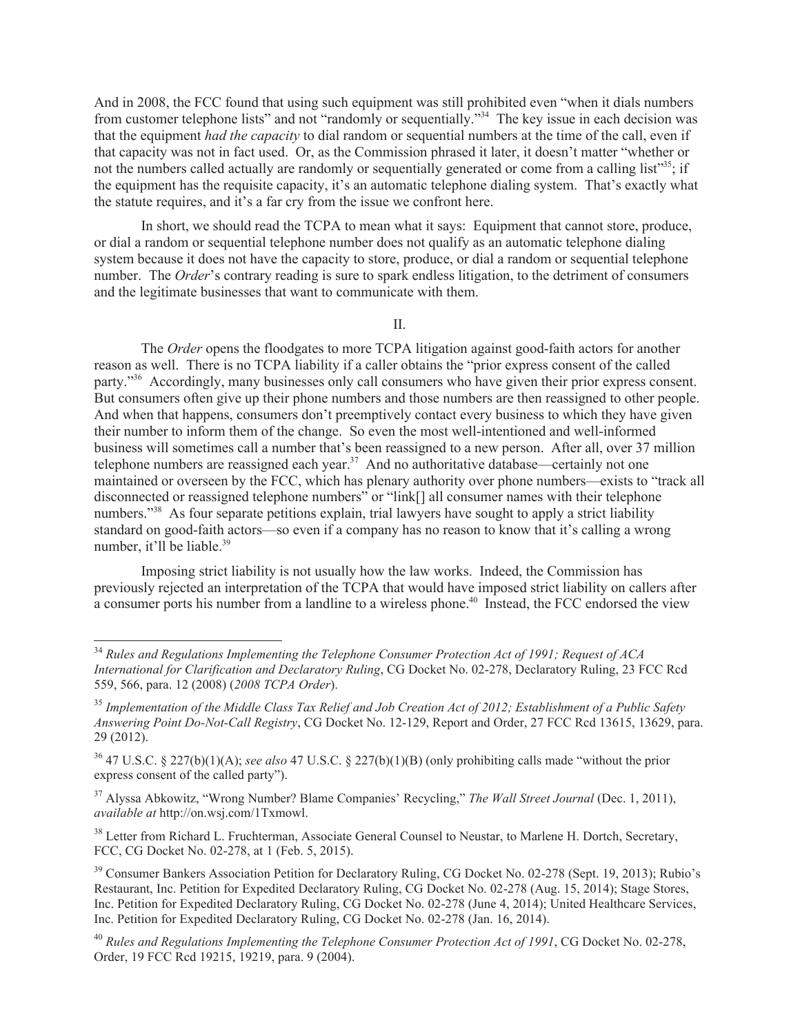And in 2008, the FCC found that using such equipment was still prohibited even "when it dials numbers from customer telephone lists" and not "randomly or sequentially."[34] The key issue in each decision was that the equipment *had the capacity* to dial random or sequential numbers at the time of the call, even if that capacity was not in fact used. Or, as the Commission phrased it later, it doesn't matter "whether or not the numbers called actually are randomly or sequentially generated or come from a calling list"[35]; if the equipment has the requisite capacity, it's an automatic telephone dialing system. That's exactly what the statute requires, and it's a far cry from the issue we confront here.

In short, we should read the TCPA to mean what it says: Equipment that cannot store, produce, or dial a random or sequential telephone number does not qualify as an automatic telephone dialing system because it does not have the capacity to store, produce, or dial a random or sequential telephone number. The *Order*'s contrary reading is sure to spark endless litigation, to the detriment of consumers and the legitimate businesses that want to communicate with them.

II.

The *Order* opens the floodgates to more TCPA litigation against good-faith actors for another reason as well. There is no TCPA liability if a caller obtains the "prior express consent of the called party."[36] Accordingly, many businesses only call consumers who have given their prior express consent. But consumers often give up their phone numbers and those numbers are then reassigned to other people. And when that happens, consumers don't preemptively contact every business to which they have given their number to inform them of the change. So even the most well-intentioned and well-informed business will sometimes call a number that's been reassigned to a new person. After all, over 37 million telephone numbers are reassigned each year.[37] And no authoritative database—certainly not one maintained or overseen by the FCC, which has plenary authority over phone numbers—exists to "track all disconnected or reassigned telephone numbers" or "link[] all consumer names with their telephone numbers."[38] As four separate petitions explain, trial lawyers have sought to apply a strict liability standard on good-faith actors—so even if a company has no reason to know that it's calling a wrong number, it'll be liable.[39]

Imposing strict liability is not usually how the law works. Indeed, the Commission has previously rejected an interpretation of the TCPA that would have imposed strict liability on callers after a consumer ports his number from a landline to a wireless phone.[40] Instead, the FCC endorsed the view

---

[34] *Rules and Regulations Implementing the Telephone Consumer Protection Act of 1991; Request of ACA International for Clarification and Declaratory Ruling*, CG Docket No. 02-278, Declaratory Ruling, 23 FCC Rcd 559, 566, para. 12 (2008) (*2008 TCPA Order*).

[35] *Implementation of the Middle Class Tax Relief and Job Creation Act of 2012; Establishment of a Public Safety Answering Point Do-Not-Call Registry*, CG Docket No. 12-129, Report and Order, 27 FCC Rcd 13615, 13629, para. 29 (2012).

[36] 47 U.S.C. § 227(b)(1)(A); *see also* 47 U.S.C. § 227(b)(1)(B) (only prohibiting calls made "without the prior express consent of the called party").

[37] Alyssa Abkowitz, "Wrong Number? Blame Companies' Recycling," *The Wall Street Journal* (Dec. 1, 2011), *available at* http://on.wsj.com/1Txmowl.

[38] Letter from Richard L. Fruchterman, Associate General Counsel to Neustar, to Marlene H. Dortch, Secretary, FCC, CG Docket No. 02-278, at 1 (Feb. 5, 2015).

[39] Consumer Bankers Association Petition for Declaratory Ruling, CG Docket No. 02-278 (Sept. 19, 2013); Rubio's Restaurant, Inc. Petition for Expedited Declaratory Ruling, CG Docket No. 02-278 (Aug. 15, 2014); Stage Stores, Inc. Petition for Expedited Declaratory Ruling, CG Docket No. 02-278 (June 4, 2014); United Healthcare Services, Inc. Petition for Expedited Declaratory Ruling, CG Docket No. 02-278 (Jan. 16, 2014).

[40] *Rules and Regulations Implementing the Telephone Consumer Protection Act of 1991*, CG Docket No. 02-278, Order, 19 FCC Rcd 19215, 19219, para. 9 (2004).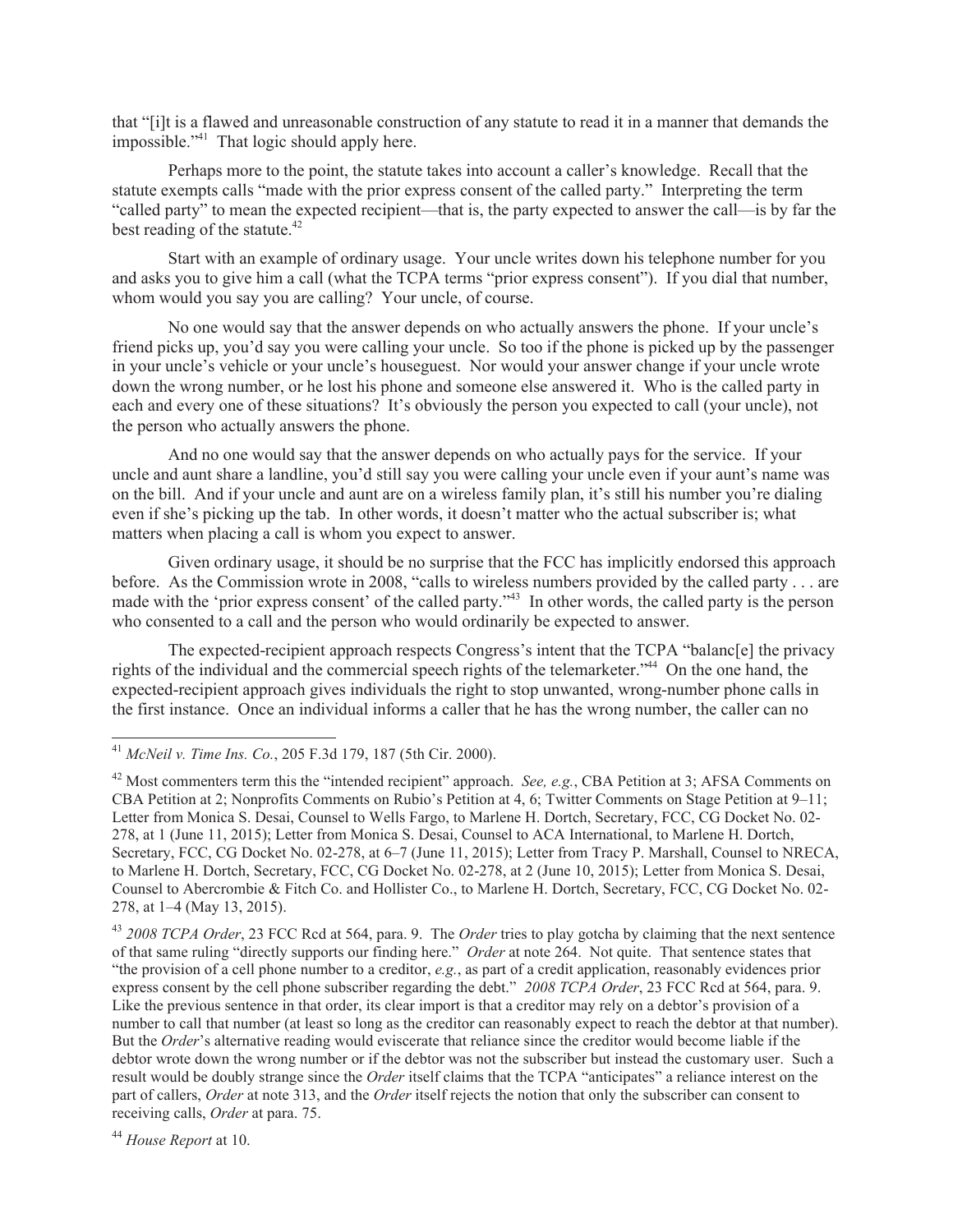that "[i]t is a flawed and unreasonable construction of any statute to read it in a manner that demands the impossible."[41] That logic should apply here.

Perhaps more to the point, the statute takes into account a caller's knowledge. Recall that the statute exempts calls "made with the prior express consent of the called party." Interpreting the term "called party" to mean the expected recipient—that is, the party expected to answer the call—is by far the best reading of the statute.[42]

Start with an example of ordinary usage. Your uncle writes down his telephone number for you and asks you to give him a call (what the TCPA terms "prior express consent"). If you dial that number, whom would you say you are calling? Your uncle, of course.

No one would say that the answer depends on who actually answers the phone. If your uncle's friend picks up, you'd say you were calling your uncle. So too if the phone is picked up by the passenger in your uncle's vehicle or your uncle's houseguest. Nor would your answer change if your uncle wrote down the wrong number, or he lost his phone and someone else answered it. Who is the called party in each and every one of these situations? It's obviously the person you expected to call (your uncle), not the person who actually answers the phone.

And no one would say that the answer depends on who actually pays for the service. If your uncle and aunt share a landline, you'd still say you were calling your uncle even if your aunt's name was on the bill. And if your uncle and aunt are on a wireless family plan, it's still his number you're dialing even if she's picking up the tab. In other words, it doesn't matter who the actual subscriber is; what matters when placing a call is whom you expect to answer.

Given ordinary usage, it should be no surprise that the FCC has implicitly endorsed this approach before. As the Commission wrote in 2008, "calls to wireless numbers provided by the called party . . . are made with the 'prior express consent' of the called party."[43] In other words, the called party is the person who consented to a call and the person who would ordinarily be expected to answer.

The expected-recipient approach respects Congress's intent that the TCPA "balanc[e] the privacy rights of the individual and the commercial speech rights of the telemarketer."[44] On the one hand, the expected-recipient approach gives individuals the right to stop unwanted, wrong-number phone calls in the first instance. Once an individual informs a caller that he has the wrong number, the caller can no

---

[41] *McNeil v. Time Ins. Co.*, 205 F.3d 179, 187 (5th Cir. 2000).

[42] Most commenters term this the "intended recipient" approach. *See, e.g.*, CBA Petition at 3; AFSA Comments on CBA Petition at 2; Nonprofits Comments on Rubio's Petition at 4, 6; Twitter Comments on Stage Petition at 9–11; Letter from Monica S. Desai, Counsel to Wells Fargo, to Marlene H. Dortch, Secretary, FCC, CG Docket No. 02-278, at 1 (June 11, 2015); Letter from Monica S. Desai, Counsel to ACA International, to Marlene H. Dortch, Secretary, FCC, CG Docket No. 02-278, at 6–7 (June 11, 2015); Letter from Tracy P. Marshall, Counsel to NRECA, to Marlene H. Dortch, Secretary, FCC, CG Docket No. 02-278, at 2 (June 10, 2015); Letter from Monica S. Desai, Counsel to Abercrombie & Fitch Co. and Hollister Co., to Marlene H. Dortch, Secretary, FCC, CG Docket No. 02-278, at 1–4 (May 13, 2015).

[43] *2008 TCPA Order*, 23 FCC Rcd at 564, para. 9. The *Order* tries to play gotcha by claiming that the next sentence of that same ruling "directly supports our finding here." *Order* at note 264. Not quite. That sentence states that "the provision of a cell phone number to a creditor, *e.g.*, as part of a credit application, reasonably evidences prior express consent by the cell phone subscriber regarding the debt." *2008 TCPA Order*, 23 FCC Rcd at 564, para. 9. Like the previous sentence in that order, its clear import is that a creditor may rely on a debtor's provision of a number to call that number (at least so long as the creditor can reasonably expect to reach the debtor at that number). But the *Order*'s alternative reading would eviscerate that reliance since the creditor would become liable if the debtor wrote down the wrong number or if the debtor was not the subscriber but instead the customary user. Such a result would be doubly strange since the *Order* itself claims that the TCPA "anticipates" a reliance interest on the part of callers, *Order* at note 313, and the *Order* itself rejects the notion that only the subscriber can consent to receiving calls, *Order* at para. 75.

[44] *House Report* at 10.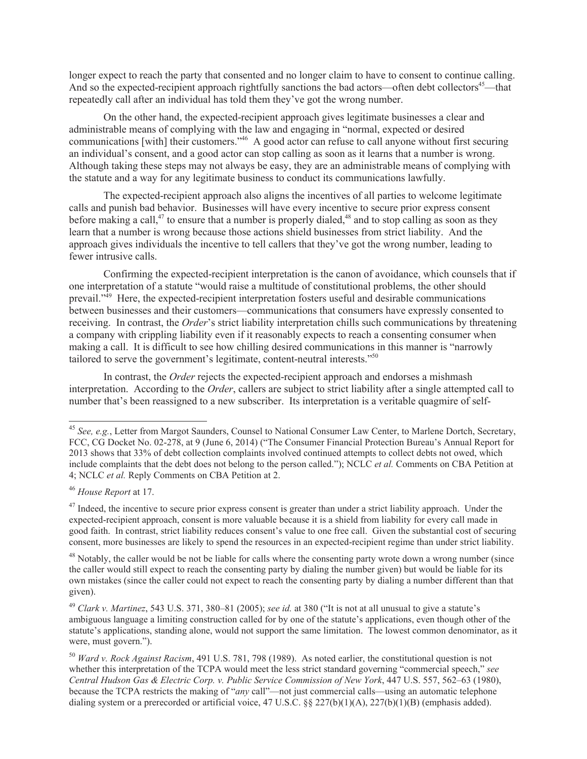longer expect to reach the party that consented and no longer claim to have to consent to continue calling. And so the expected-recipient approach rightfully sanctions the bad actors—often debt collectors[45]—that repeatedly call after an individual has told them they've got the wrong number.

On the other hand, the expected-recipient approach gives legitimate businesses a clear and administrable means of complying with the law and engaging in "normal, expected or desired communications [with] their customers."[46] A good actor can refuse to call anyone without first securing an individual's consent, and a good actor can stop calling as soon as it learns that a number is wrong. Although taking these steps may not always be easy, they are an administrable means of complying with the statute and a way for any legitimate business to conduct its communications lawfully.

The expected-recipient approach also aligns the incentives of all parties to welcome legitimate calls and punish bad behavior. Businesses will have every incentive to secure prior express consent before making a call,[47] to ensure that a number is properly dialed,[48] and to stop calling as soon as they learn that a number is wrong because those actions shield businesses from strict liability. And the approach gives individuals the incentive to tell callers that they've got the wrong number, leading to fewer intrusive calls.

Confirming the expected-recipient interpretation is the canon of avoidance, which counsels that if one interpretation of a statute "would raise a multitude of constitutional problems, the other should prevail."[49] Here, the expected-recipient interpretation fosters useful and desirable communications between businesses and their customers—communications that consumers have expressly consented to receiving. In contrast, the *Order*'s strict liability interpretation chills such communications by threatening a company with crippling liability even if it reasonably expects to reach a consenting consumer when making a call. It is difficult to see how chilling desired communications in this manner is "narrowly tailored to serve the government's legitimate, content-neutral interests."[50]

In contrast, the *Order* rejects the expected-recipient approach and endorses a mishmash interpretation. According to the *Order*, callers are subject to strict liability after a single attempted call to number that's been reassigned to a new subscriber. Its interpretation is a veritable quagmire of self-

---

[45] *See, e.g.*, Letter from Margot Saunders, Counsel to National Consumer Law Center, to Marlene Dortch, Secretary, FCC, CG Docket No. 02-278, at 9 (June 6, 2014) ("The Consumer Financial Protection Bureau's Annual Report for 2013 shows that 33% of debt collection complaints involved continued attempts to collect debts not owed, which include complaints that the debt does not belong to the person called."); NCLC *et al.* Comments on CBA Petition at 4; NCLC *et al.* Reply Comments on CBA Petition at 2.

[46] *House Report* at 17.

[47] Indeed, the incentive to secure prior express consent is greater than under a strict liability approach. Under the expected-recipient approach, consent is more valuable because it is a shield from liability for every call made in good faith. In contrast, strict liability reduces consent's value to one free call. Given the substantial cost of securing consent, more businesses are likely to spend the resources in an expected-recipient regime than under strict liability.

[48] Notably, the caller would be not be liable for calls where the consenting party wrote down a wrong number (since the caller would still expect to reach the consenting party by dialing the number given) but would be liable for its own mistakes (since the caller could not expect to reach the consenting party by dialing a number different than that given).

[49] *Clark v. Martinez*, 543 U.S. 371, 380–81 (2005); *see id.* at 380 ("It is not at all unusual to give a statute's ambiguous language a limiting construction called for by one of the statute's applications, even though other of the statute's applications, standing alone, would not support the same limitation. The lowest common denominator, as it were, must govern.").

[50] *Ward v. Rock Against Racism*, 491 U.S. 781, 798 (1989). As noted earlier, the constitutional question is not whether this interpretation of the TCPA would meet the less strict standard governing "commercial speech," *see Central Hudson Gas & Electric Corp. v. Public Service Commission of New York*, 447 U.S. 557, 562–63 (1980), because the TCPA restricts the making of "*any* call"—not just commercial calls—using an automatic telephone dialing system or a prerecorded or artificial voice, 47 U.S.C. §§ 227(b)(1)(A), 227(b)(1)(B) (emphasis added).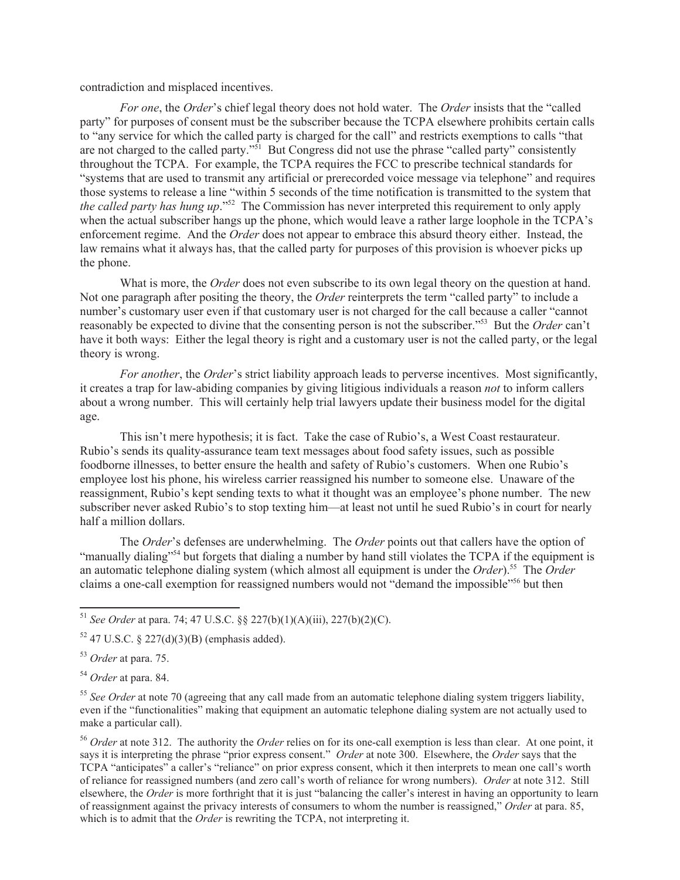contradiction and misplaced incentives.

*For one*, the *Order*'s chief legal theory does not hold water. The *Order* insists that the "called party" for purposes of consent must be the subscriber because the TCPA elsewhere prohibits certain calls to "any service for which the called party is charged for the call" and restricts exemptions to calls "that are not charged to the called party."[51] But Congress did not use the phrase "called party" consistently throughout the TCPA. For example, the TCPA requires the FCC to prescribe technical standards for "systems that are used to transmit any artificial or prerecorded voice message via telephone" and requires those systems to release a line "within 5 seconds of the time notification is transmitted to the system that *the called party has hung up*."[52] The Commission has never interpreted this requirement to only apply when the actual subscriber hangs up the phone, which would leave a rather large loophole in the TCPA's enforcement regime. And the *Order* does not appear to embrace this absurd theory either. Instead, the law remains what it always has, that the called party for purposes of this provision is whoever picks up the phone.

What is more, the *Order* does not even subscribe to its own legal theory on the question at hand. Not one paragraph after positing the theory, the *Order* reinterprets the term "called party" to include a number's customary user even if that customary user is not charged for the call because a caller "cannot reasonably be expected to divine that the consenting person is not the subscriber."[53] But the *Order* can't have it both ways: Either the legal theory is right and a customary user is not the called party, or the legal theory is wrong.

*For another*, the *Order*'s strict liability approach leads to perverse incentives. Most significantly, it creates a trap for law-abiding companies by giving litigious individuals a reason *not* to inform callers about a wrong number. This will certainly help trial lawyers update their business model for the digital age.

This isn't mere hypothesis; it is fact. Take the case of Rubio's, a West Coast restaurateur. Rubio's sends its quality-assurance team text messages about food safety issues, such as possible foodborne illnesses, to better ensure the health and safety of Rubio's customers. When one Rubio's employee lost his phone, his wireless carrier reassigned his number to someone else. Unaware of the reassignment, Rubio's kept sending texts to what it thought was an employee's phone number. The new subscriber never asked Rubio's to stop texting him—at least not until he sued Rubio's in court for nearly half a million dollars.

The *Order*'s defenses are underwhelming. The *Order* points out that callers have the option of "manually dialing"[54] but forgets that dialing a number by hand still violates the TCPA if the equipment is an automatic telephone dialing system (which almost all equipment is under the *Order*).[55] The *Order* claims a one-call exemption for reassigned numbers would not "demand the impossible"[56] but then

---

[51] *See Order* at para. 74; 47 U.S.C. §§ 227(b)(1)(A)(iii), 227(b)(2)(C).

[52] 47 U.S.C. § 227(d)(3)(B) (emphasis added).

[53] *Order* at para. 75.

[54] *Order* at para. 84.

[55] *See Order* at note 70 (agreeing that any call made from an automatic telephone dialing system triggers liability, even if the "functionalities" making that equipment an automatic telephone dialing system are not actually used to make a particular call).

[56] *Order* at note 312. The authority the *Order* relies on for its one-call exemption is less than clear. At one point, it says it is interpreting the phrase "prior express consent." *Order* at note 300. Elsewhere, the *Order* says that the TCPA "anticipates" a caller's "reliance" on prior express consent, which it then interprets to mean one call's worth of reliance for reassigned numbers (and zero call's worth of reliance for wrong numbers). *Order* at note 312. Still elsewhere, the *Order* is more forthright that it is just "balancing the caller's interest in having an opportunity to learn of reassignment against the privacy interests of consumers to whom the number is reassigned," *Order* at para. 85, which is to admit that the *Order* is rewriting the TCPA, not interpreting it.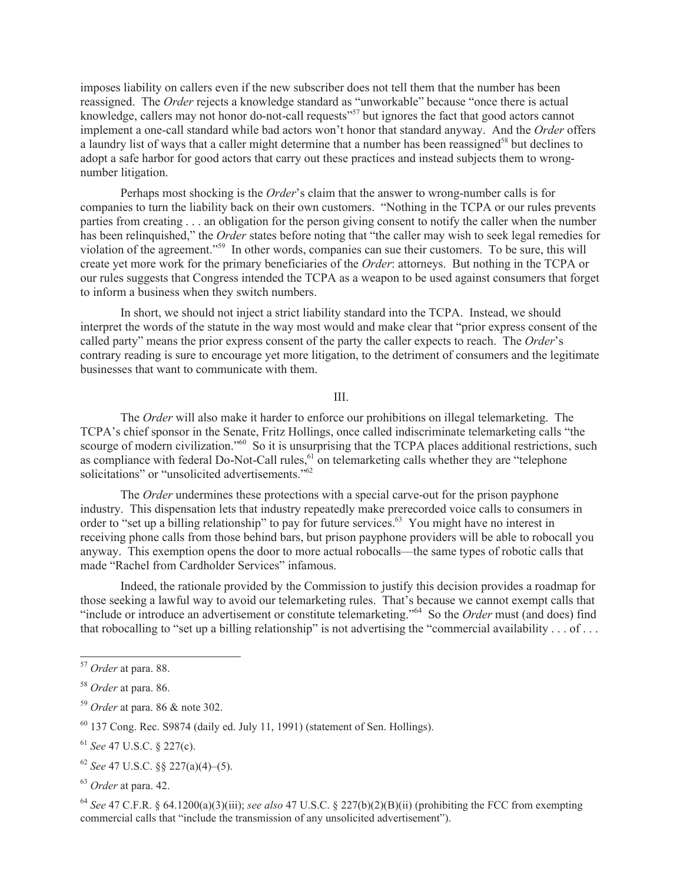imposes liability on callers even if the new subscriber does not tell them that the number has been reassigned. The *Order* rejects a knowledge standard as "unworkable" because "once there is actual knowledge, callers may not honor do-not-call requests"[57] but ignores the fact that good actors cannot implement a one-call standard while bad actors won't honor that standard anyway. And the *Order* offers a laundry list of ways that a caller might determine that a number has been reassigned[58] but declines to adopt a safe harbor for good actors that carry out these practices and instead subjects them to wrong-number litigation.

Perhaps most shocking is the *Order*'s claim that the answer to wrong-number calls is for companies to turn the liability back on their own customers. "Nothing in the TCPA or our rules prevents parties from creating . . . an obligation for the person giving consent to notify the caller when the number has been relinquished," the *Order* states before noting that "the caller may wish to seek legal remedies for violation of the agreement."[59] In other words, companies can sue their customers. To be sure, this will create yet more work for the primary beneficiaries of the *Order*: attorneys. But nothing in the TCPA or our rules suggests that Congress intended the TCPA as a weapon to be used against consumers that forget to inform a business when they switch numbers.

In short, we should not inject a strict liability standard into the TCPA. Instead, we should interpret the words of the statute in the way most would and make clear that "prior express consent of the called party" means the prior express consent of the party the caller expects to reach. The *Order*'s contrary reading is sure to encourage yet more litigation, to the detriment of consumers and the legitimate businesses that want to communicate with them.

## III.

The *Order* will also make it harder to enforce our prohibitions on illegal telemarketing. The TCPA's chief sponsor in the Senate, Fritz Hollings, once called indiscriminate telemarketing calls "the scourge of modern civilization."[60] So it is unsurprising that the TCPA places additional restrictions, such as compliance with federal Do-Not-Call rules,[61] on telemarketing calls whether they are "telephone solicitations" or "unsolicited advertisements."[62]

The *Order* undermines these protections with a special carve-out for the prison payphone industry. This dispensation lets that industry repeatedly make prerecorded voice calls to consumers in order to "set up a billing relationship" to pay for future services.[63] You might have no interest in receiving phone calls from those behind bars, but prison payphone providers will be able to robocall you anyway. This exemption opens the door to more actual robocalls—the same types of robotic calls that made "Rachel from Cardholder Services" infamous.

Indeed, the rationale provided by the Commission to justify this decision provides a roadmap for those seeking a lawful way to avoid our telemarketing rules. That's because we cannot exempt calls that "include or introduce an advertisement or constitute telemarketing."[64] So the *Order* must (and does) find that robocalling to "set up a billing relationship" is not advertising the "commercial availability . . . of . . .

---

[57] *Order* at para. 88.

[58] *Order* at para. 86.

[59] *Order* at para. 86 & note 302.

[60] 137 Cong. Rec. S9874 (daily ed. July 11, 1991) (statement of Sen. Hollings).

[61] *See* 47 U.S.C. § 227(c).

[62] *See* 47 U.S.C. §§ 227(a)(4)–(5).

[63] *Order* at para. 42.

[64] *See* 47 C.F.R. § 64.1200(a)(3)(iii); *see also* 47 U.S.C. § 227(b)(2)(B)(ii) (prohibiting the FCC from exempting commercial calls that "include the transmission of any unsolicited advertisement").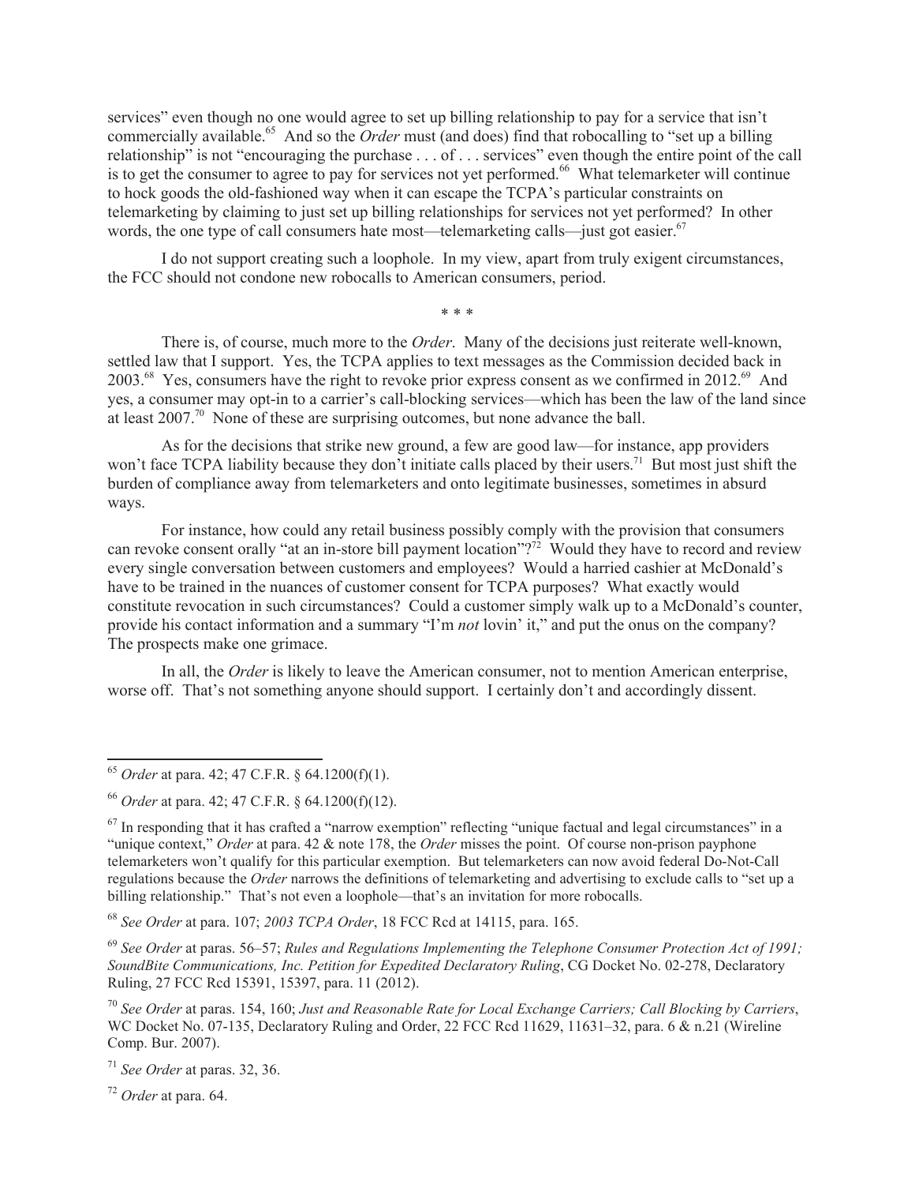services" even though no one would agree to set up billing relationship to pay for a service that isn't commercially available.[65] And so the *Order* must (and does) find that robocalling to "set up a billing relationship" is not "encouraging the purchase . . . of . . . services" even though the entire point of the call is to get the consumer to agree to pay for services not yet performed.[66] What telemarketer will continue to hock goods the old-fashioned way when it can escape the TCPA's particular constraints on telemarketing by claiming to just set up billing relationships for services not yet performed? In other words, the one type of call consumers hate most—telemarketing calls—just got easier.[67]

I do not support creating such a loophole. In my view, apart from truly exigent circumstances, the FCC should not condone new robocalls to American consumers, period.

\* \* \*

There is, of course, much more to the *Order*. Many of the decisions just reiterate well-known, settled law that I support. Yes, the TCPA applies to text messages as the Commission decided back in 2003.[68] Yes, consumers have the right to revoke prior express consent as we confirmed in 2012.[69] And yes, a consumer may opt-in to a carrier's call-blocking services—which has been the law of the land since at least 2007.[70] None of these are surprising outcomes, but none advance the ball.

As for the decisions that strike new ground, a few are good law—for instance, app providers won't face TCPA liability because they don't initiate calls placed by their users.[71] But most just shift the burden of compliance away from telemarketers and onto legitimate businesses, sometimes in absurd ways.

For instance, how could any retail business possibly comply with the provision that consumers can revoke consent orally "at an in-store bill payment location"?[72] Would they have to record and review every single conversation between customers and employees? Would a harried cashier at McDonald's have to be trained in the nuances of customer consent for TCPA purposes? What exactly would constitute revocation in such circumstances? Could a customer simply walk up to a McDonald's counter, provide his contact information and a summary "I'm *not* lovin' it," and put the onus on the company? The prospects make one grimace.

In all, the *Order* is likely to leave the American consumer, not to mention American enterprise, worse off. That's not something anyone should support. I certainly don't and accordingly dissent.

---

[65] *Order* at para. 42; 47 C.F.R. § 64.1200(f)(1).

[66] *Order* at para. 42; 47 C.F.R. § 64.1200(f)(12).

[67] In responding that it has crafted a "narrow exemption" reflecting "unique factual and legal circumstances" in a "unique context," *Order* at para. 42 & note 178, the *Order* misses the point. Of course non-prison payphone telemarketers won't qualify for this particular exemption. But telemarketers can now avoid federal Do-Not-Call regulations because the *Order* narrows the definitions of telemarketing and advertising to exclude calls to "set up a billing relationship." That's not even a loophole—that's an invitation for more robocalls.

[68] *See Order* at para. 107; *2003 TCPA Order*, 18 FCC Rcd at 14115, para. 165.

[69] *See Order* at paras. 56–57; *Rules and Regulations Implementing the Telephone Consumer Protection Act of 1991; SoundBite Communications, Inc. Petition for Expedited Declaratory Ruling*, CG Docket No. 02-278, Declaratory Ruling, 27 FCC Rcd 15391, 15397, para. 11 (2012).

[70] *See Order* at paras. 154, 160; *Just and Reasonable Rate for Local Exchange Carriers; Call Blocking by Carriers*, WC Docket No. 07-135, Declaratory Ruling and Order, 22 FCC Rcd 11629, 11631–32, para. 6 & n.21 (Wireline Comp. Bur. 2007).

[71] *See Order* at paras. 32, 36.

[72] *Order* at para. 64.